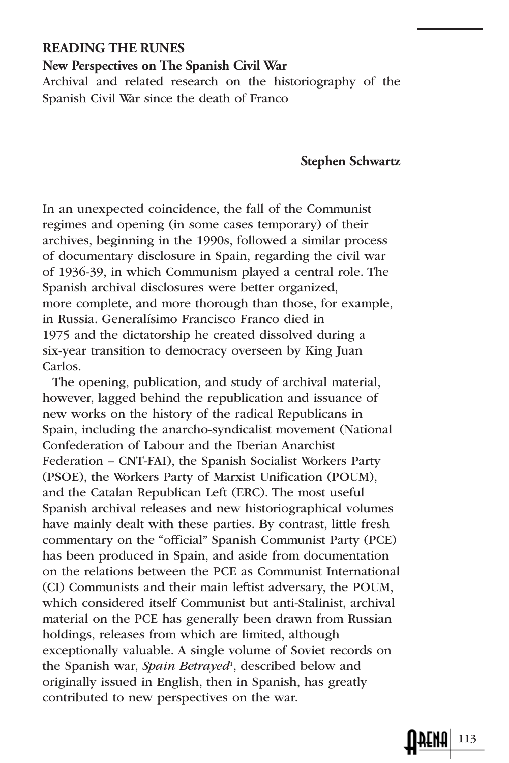## READING THE RUNES

### New Perspectives on The Spanish Civil War

Archival and related research on the historiography of the Spanish Civil War since the death of Franco

**Stephen Schwartz**

In an unexpected coincidence, the fall of the Communist regimes and opening (in some cases temporary) of their archives, beginning in the 1990s, followed a similar process of documentary disclosure in Spain, regarding the civil war of 1936-39, in which Communism played a central role. The Spanish archival disclosures were better organized, more complete, and more thorough than those, for example, in Russia. Generalísimo Francisco Franco died in 1975 and the dictatorship he created dissolved during a six-year transition to democracy overseen by King Juan Carlos.

The opening, publication, and study of archival material, however, lagged behind the republication and issuance of new works on the history of the radical Republicans in Spain, including the anarcho-syndicalist movement (National Confederation of Labour and the Iberian Anarchist Federation – CNT-FAI), the Spanish Socialist Workers Party (PSOE), the Workers Party of Marxist Unification (POUM), and the Catalan Republican Left (ERC). The most useful Spanish archival releases and new historiographical volumes have mainly dealt with these parties. By contrast, little fresh commentary on the "official" Spanish Communist Party (PCE) has been produced in Spain, and aside from documentation on the relations between the PCE as Communist International (CI) Communists and their main leftist adversary, the POUM, which considered itself Communist but anti-Stalinist, archival material on the PCE has generally been drawn from Russian holdings, releases from which are limited, although exceptionally valuable. A single volume of Soviet records on the Spanish war, *Spain Betrayed*[1], described below and originally issued in English, then in Spanish, has greatly contributed to new perspectives on the war.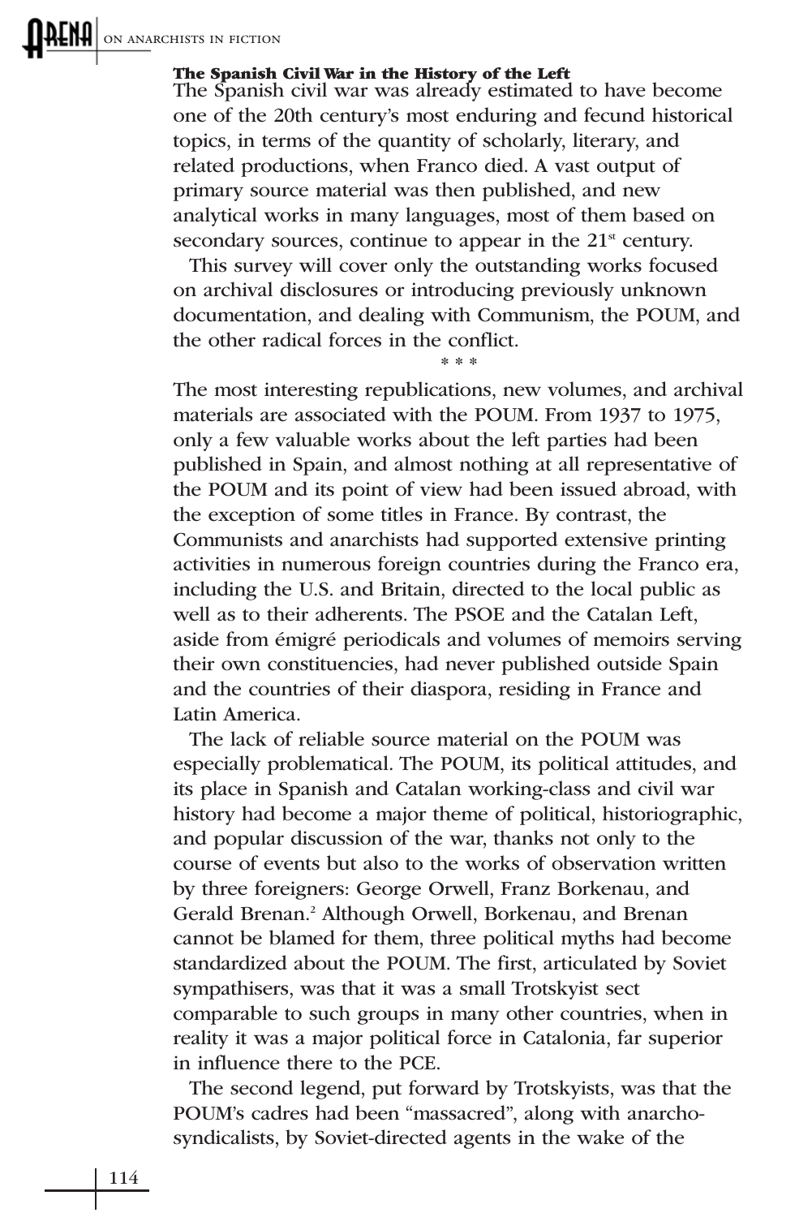### The Spanish Civil War in the History of the Left

The Spanish civil war was already estimated to have become one of the 20th century's most enduring and fecund historical topics, in terms of the quantity of scholarly, literary, and related productions, when Franco died. A vast output of primary source material was then published, and new analytical works in many languages, most of them based on secondary sources, continue to appear in the 21st century.

This survey will cover only the outstanding works focused on archival disclosures or introducing previously unknown documentation, and dealing with Communism, the POUM, and the other radical forces in the conflict.

\* \* \*

The most interesting republications, new volumes, and archival materials are associated with the POUM. From 1937 to 1975, only a few valuable works about the left parties had been published in Spain, and almost nothing at all representative of the POUM and its point of view had been issued abroad, with the exception of some titles in France. By contrast, the Communists and anarchists had supported extensive printing activities in numerous foreign countries during the Franco era, including the U.S. and Britain, directed to the local public as well as to their adherents. The PSOE and the Catalan Left, aside from émigré periodicals and volumes of memoirs serving their own constituencies, had never published outside Spain and the countries of their diaspora, residing in France and Latin America.

The lack of reliable source material on the POUM was especially problematical. The POUM, its political attitudes, and its place in Spanish and Catalan working-class and civil war history had become a major theme of political, historiographic, and popular discussion of the war, thanks not only to the course of events but also to the works of observation written by three foreigners: George Orwell, Franz Borkenau, and Gerald Brenan.[2] Although Orwell, Borkenau, and Brenan cannot be blamed for them, three political myths had become standardized about the POUM. The first, articulated by Soviet sympathisers, was that it was a small Trotskyist sect comparable to such groups in many other countries, when in reality it was a major political force in Catalonia, far superior in influence there to the PCE.

The second legend, put forward by Trotskyists, was that the POUM's cadres had been "massacred", along with anarcho-syndicalists, by Soviet-directed agents in the wake of the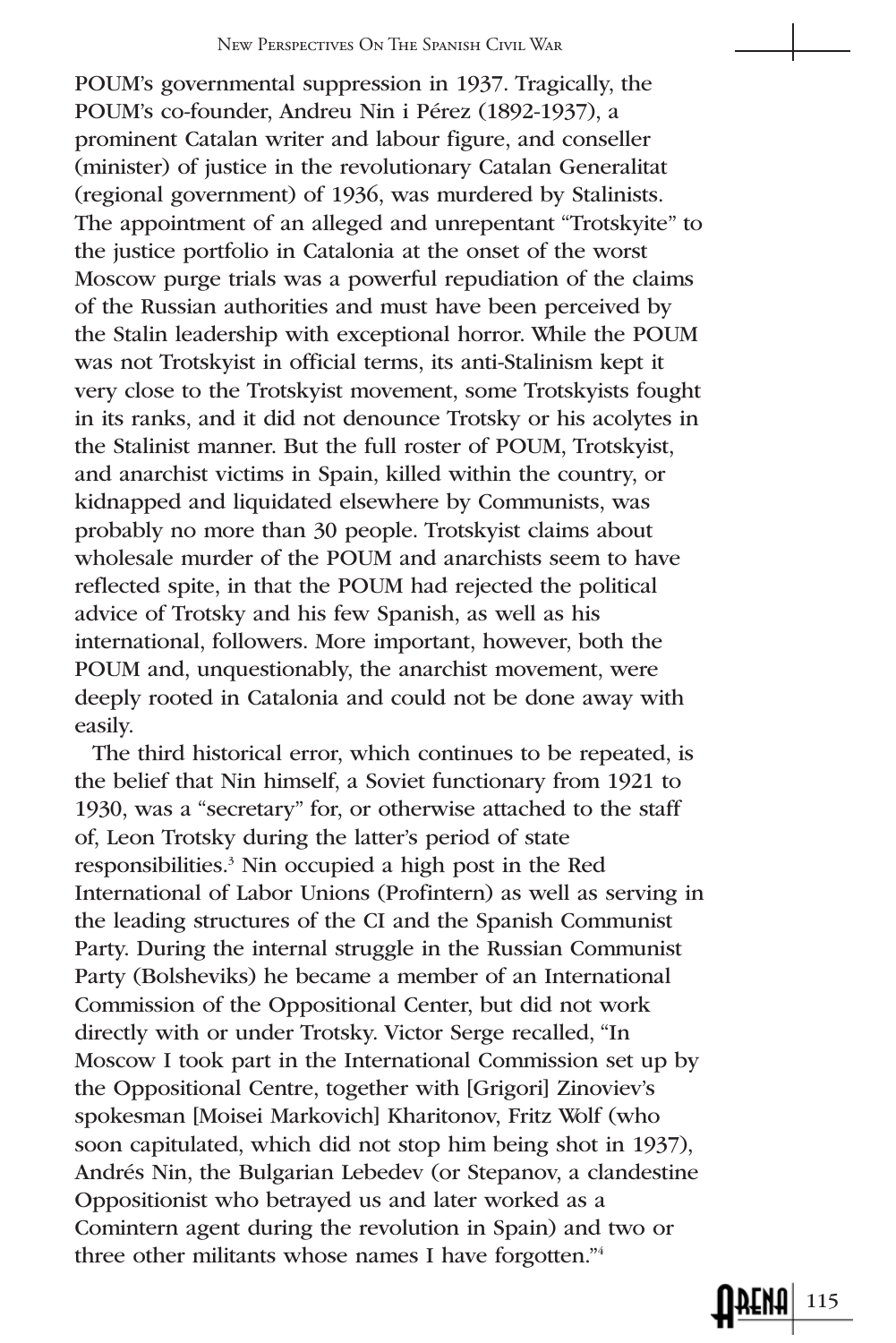POUM's governmental suppression in 1937. Tragically, the POUM's co-founder, Andreu Nin i Pérez (1892-1937), a prominent Catalan writer and labour figure, and conseller (minister) of justice in the revolutionary Catalan Generalitat (regional government) of 1936, was murdered by Stalinists. The appointment of an alleged and unrepentant "Trotskyite" to the justice portfolio in Catalonia at the onset of the worst Moscow purge trials was a powerful repudiation of the claims of the Russian authorities and must have been perceived by the Stalin leadership with exceptional horror. While the POUM was not Trotskyist in official terms, its anti-Stalinism kept it very close to the Trotskyist movement, some Trotskyists fought in its ranks, and it did not denounce Trotsky or his acolytes in the Stalinist manner. But the full roster of POUM, Trotskyist, and anarchist victims in Spain, killed within the country, or kidnapped and liquidated elsewhere by Communists, was probably no more than 30 people. Trotskyist claims about wholesale murder of the POUM and anarchists seem to have reflected spite, in that the POUM had rejected the political advice of Trotsky and his few Spanish, as well as his international, followers. More important, however, both the POUM and, unquestionably, the anarchist movement, were deeply rooted in Catalonia and could not be done away with easily.

The third historical error, which continues to be repeated, is the belief that Nin himself, a Soviet functionary from 1921 to 1930, was a "secretary" for, or otherwise attached to the staff of, Leon Trotsky during the latter's period of state responsibilities.[3] Nin occupied a high post in the Red International of Labor Unions (Profintern) as well as serving in the leading structures of the CI and the Spanish Communist Party. During the internal struggle in the Russian Communist Party (Bolsheviks) he became a member of an International Commission of the Oppositional Center, but did not work directly with or under Trotsky. Victor Serge recalled, "In Moscow I took part in the International Commission set up by the Oppositional Centre, together with [Grigori] Zinoviev's spokesman [Moisei Markovich] Kharitonov, Fritz Wolf (who soon capitulated, which did not stop him being shot in 1937), Andrés Nin, the Bulgarian Lebedev (or Stepanov, a clandestine Oppositionist who betrayed us and later worked as a Comintern agent during the revolution in Spain) and two or three other militants whose names I have forgotten."[4]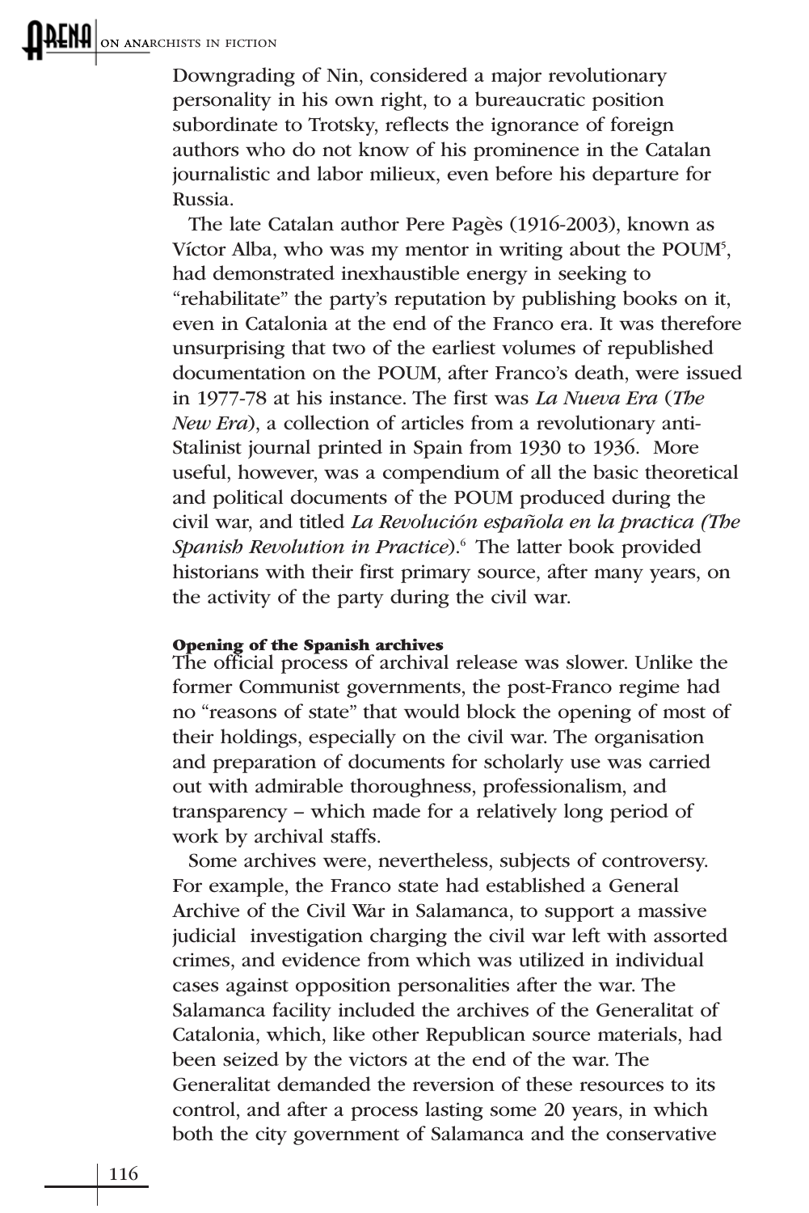Downgrading of Nin, considered a major revolutionary personality in his own right, to a bureaucratic position subordinate to Trotsky, reflects the ignorance of foreign authors who do not know of his prominence in the Catalan journalistic and labor milieux, even before his departure for Russia.

The late Catalan author Pere Pagès (1916-2003), known as Víctor Alba, who was my mentor in writing about the POUM[5], had demonstrated inexhaustible energy in seeking to "rehabilitate" the party's reputation by publishing books on it, even in Catalonia at the end of the Franco era. It was therefore unsurprising that two of the earliest volumes of republished documentation on the POUM, after Franco's death, were issued in 1977-78 at his instance. The first was *La Nueva Era* (*The New Era*), a collection of articles from a revolutionary anti-Stalinist journal printed in Spain from 1930 to 1936. More useful, however, was a compendium of all the basic theoretical and political documents of the POUM produced during the civil war, and titled *La Revolución española en la practica (The Spanish Revolution in Practice*).[6] The latter book provided historians with their first primary source, after many years, on the activity of the party during the civil war.

#### Opening of the Spanish archives

The official process of archival release was slower. Unlike the former Communist governments, the post-Franco regime had no "reasons of state" that would block the opening of most of their holdings, especially on the civil war. The organisation and preparation of documents for scholarly use was carried out with admirable thoroughness, professionalism, and transparency – which made for a relatively long period of work by archival staffs.

Some archives were, nevertheless, subjects of controversy. For example, the Franco state had established a General Archive of the Civil War in Salamanca, to support a massive judicial investigation charging the civil war left with assorted crimes, and evidence from which was utilized in individual cases against opposition personalities after the war. The Salamanca facility included the archives of the Generalitat of Catalonia, which, like other Republican source materials, had been seized by the victors at the end of the war. The Generalitat demanded the reversion of these resources to its control, and after a process lasting some 20 years, in which both the city government of Salamanca and the conservative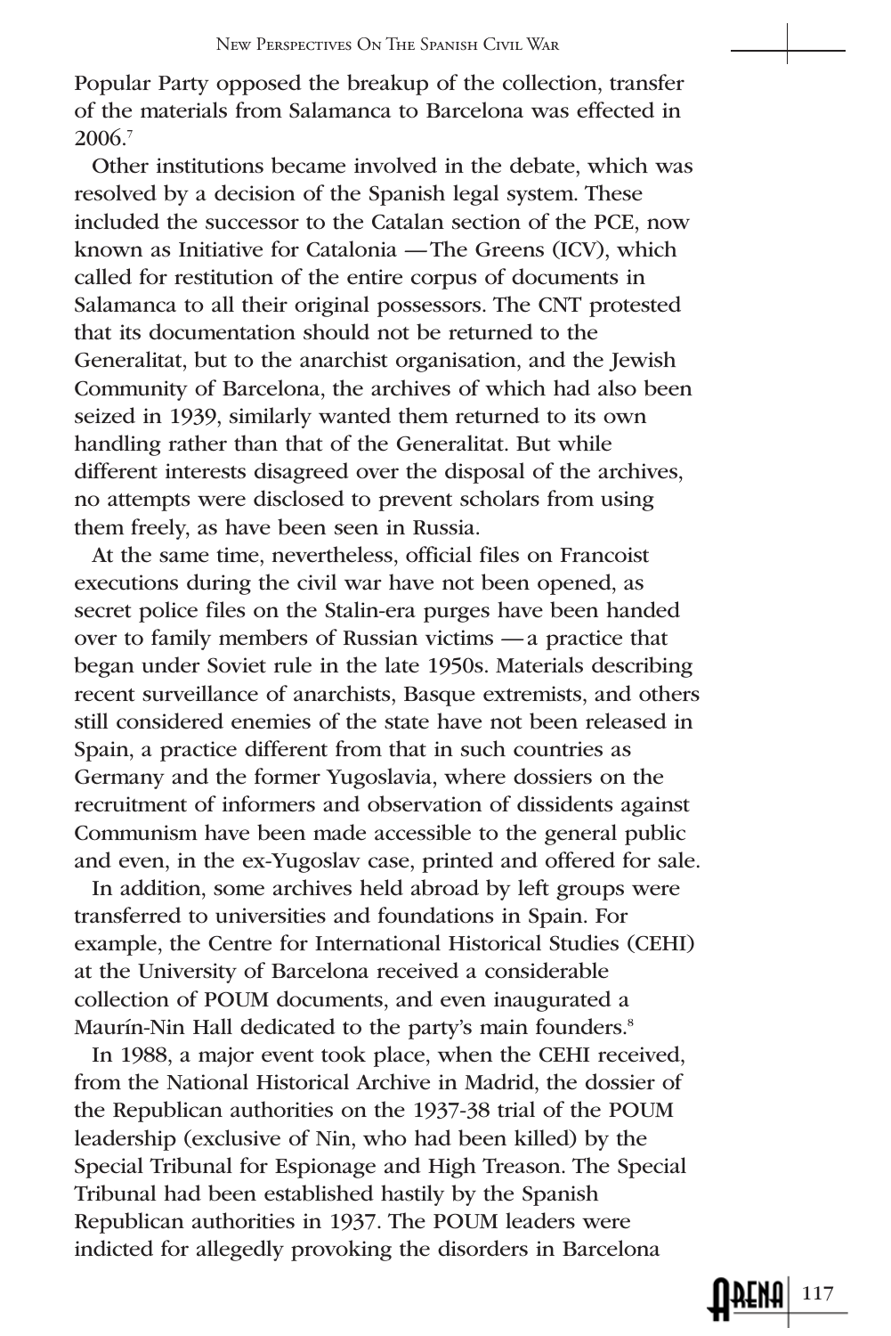Popular Party opposed the breakup of the collection, transfer of the materials from Salamanca to Barcelona was effected in 2006.[7]

Other institutions became involved in the debate, which was resolved by a decision of the Spanish legal system. These included the successor to the Catalan section of the PCE, now known as Initiative for Catalonia —The Greens (ICV), which called for restitution of the entire corpus of documents in Salamanca to all their original possessors. The CNT protested that its documentation should not be returned to the Generalitat, but to the anarchist organisation, and the Jewish Community of Barcelona, the archives of which had also been seized in 1939, similarly wanted them returned to its own handling rather than that of the Generalitat. But while different interests disagreed over the disposal of the archives, no attempts were disclosed to prevent scholars from using them freely, as have been seen in Russia.

At the same time, nevertheless, official files on Francoist executions during the civil war have not been opened, as secret police files on the Stalin-era purges have been handed over to family members of Russian victims —a practice that began under Soviet rule in the late 1950s. Materials describing recent surveillance of anarchists, Basque extremists, and others still considered enemies of the state have not been released in Spain, a practice different from that in such countries as Germany and the former Yugoslavia, where dossiers on the recruitment of informers and observation of dissidents against Communism have been made accessible to the general public and even, in the ex-Yugoslav case, printed and offered for sale.

In addition, some archives held abroad by left groups were transferred to universities and foundations in Spain. For example, the Centre for International Historical Studies (CEHI) at the University of Barcelona received a considerable collection of POUM documents, and even inaugurated a Maurín-Nin Hall dedicated to the party's main founders.[8]

In 1988, a major event took place, when the CEHI received, from the National Historical Archive in Madrid, the dossier of the Republican authorities on the 1937-38 trial of the POUM leadership (exclusive of Nin, who had been killed) by the Special Tribunal for Espionage and High Treason. The Special Tribunal had been established hastily by the Spanish Republican authorities in 1937. The POUM leaders were indicted for allegedly provoking the disorders in Barcelona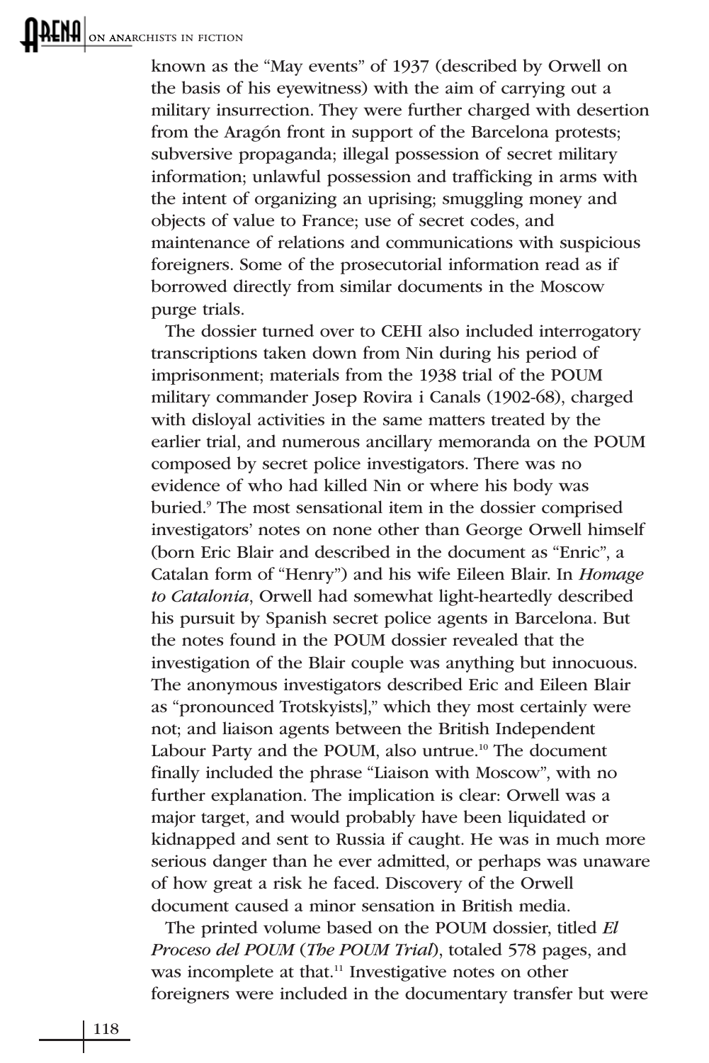known as the “May events” of 1937 (described by Orwell on the basis of his eyewitness) with the aim of carrying out a military insurrection. They were further charged with desertion from the Aragón front in support of the Barcelona protests; subversive propaganda; illegal possession of secret military information; unlawful possession and trafficking in arms with the intent of organizing an uprising; smuggling money and objects of value to France; use of secret codes, and maintenance of relations and communications with suspicious foreigners. Some of the prosecutorial information read as if borrowed directly from similar documents in the Moscow purge trials.

The dossier turned over to CEHI also included interrogatory transcriptions taken down from Nin during his period of imprisonment; materials from the 1938 trial of the POUM military commander Josep Rovira i Canals (1902-68), charged with disloyal activities in the same matters treated by the earlier trial, and numerous ancillary memoranda on the POUM composed by secret police investigators. There was no evidence of who had killed Nin or where his body was buried.[9] The most sensational item in the dossier comprised investigators’ notes on none other than George Orwell himself (born Eric Blair and described in the document as “Enric”, a Catalan form of “Henry”) and his wife Eileen Blair. In *Homage to Catalonia*, Orwell had somewhat light-heartedly described his pursuit by Spanish secret police agents in Barcelona. But the notes found in the POUM dossier revealed that the investigation of the Blair couple was anything but innocuous. The anonymous investigators described Eric and Eileen Blair as “pronounced Trotskyists],” which they most certainly were not; and liaison agents between the British Independent Labour Party and the POUM, also untrue.[10] The document finally included the phrase “Liaison with Moscow”, with no further explanation. The implication is clear: Orwell was a major target, and would probably have been liquidated or kidnapped and sent to Russia if caught. He was in much more serious danger than he ever admitted, or perhaps was unaware of how great a risk he faced. Discovery of the Orwell document caused a minor sensation in British media.

The printed volume based on the POUM dossier, titled *El Proceso del POUM* (*The POUM Trial*), totaled 578 pages, and was incomplete at that.[11] Investigative notes on other foreigners were included in the documentary transfer but were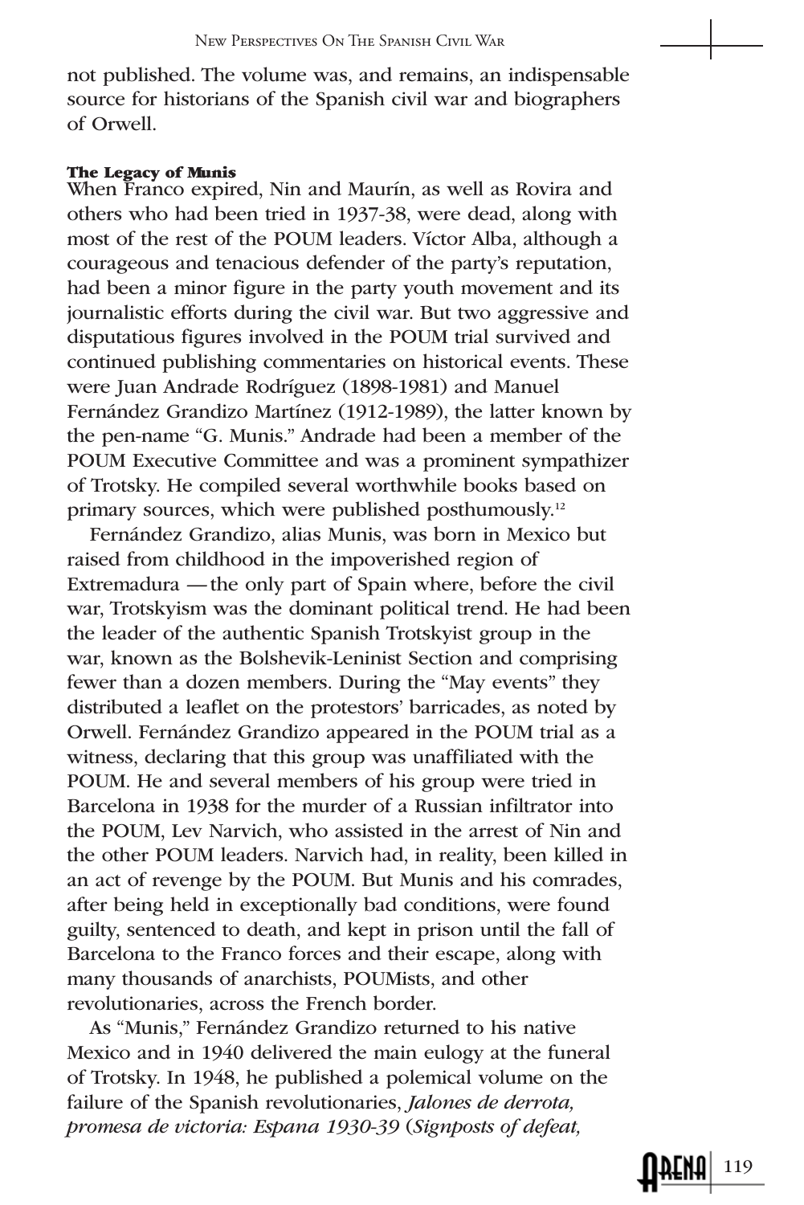not published. The volume was, and remains, an indispensable source for historians of the Spanish civil war and biographers of Orwell.

**The Legacy of Munis**

When Franco expired, Nin and Maurín, as well as Rovira and others who had been tried in 1937-38, were dead, along with most of the rest of the POUM leaders. Víctor Alba, although a courageous and tenacious defender of the party's reputation, had been a minor figure in the party youth movement and its journalistic efforts during the civil war. But two aggressive and disputatious figures involved in the POUM trial survived and continued publishing commentaries on historical events. These were Juan Andrade Rodríguez (1898-1981) and Manuel Fernández Grandizo Martínez (1912-1989), the latter known by the pen-name "G. Munis." Andrade had been a member of the POUM Executive Committee and was a prominent sympathizer of Trotsky. He compiled several worthwhile books based on primary sources, which were published posthumously.[12]

Fernández Grandizo, alias Munis, was born in Mexico but raised from childhood in the impoverished region of Extremadura — the only part of Spain where, before the civil war, Trotskyism was the dominant political trend. He had been the leader of the authentic Spanish Trotskyist group in the war, known as the Bolshevik-Leninist Section and comprising fewer than a dozen members. During the "May events" they distributed a leaflet on the protestors' barricades, as noted by Orwell. Fernández Grandizo appeared in the POUM trial as a witness, declaring that this group was unaffiliated with the POUM. He and several members of his group were tried in Barcelona in 1938 for the murder of a Russian infiltrator into the POUM, Lev Narvich, who assisted in the arrest of Nin and the other POUM leaders. Narvich had, in reality, been killed in an act of revenge by the POUM. But Munis and his comrades, after being held in exceptionally bad conditions, were found guilty, sentenced to death, and kept in prison until the fall of Barcelona to the Franco forces and their escape, along with many thousands of anarchists, POUMists, and other revolutionaries, across the French border.

As "Munis," Fernández Grandizo returned to his native Mexico and in 1940 delivered the main eulogy at the funeral of Trotsky. In 1948, he published a polemical volume on the failure of the Spanish revolutionaries, *Jalones de derrota, promesa de victoria: Espana 1930-39* (*Signposts of defeat,*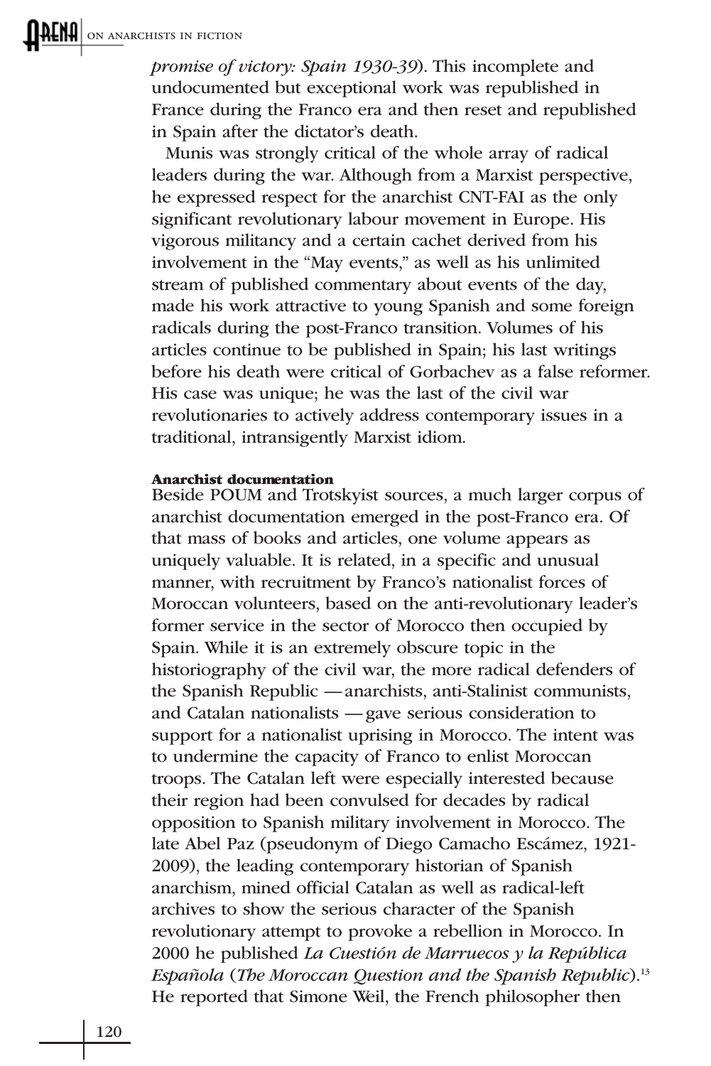*promise of victory: Spain 1930-39*). This incomplete and undocumented but exceptional work was republished in France during the Franco era and then reset and republished in Spain after the dictator's death.

Munis was strongly critical of the whole array of radical leaders during the war. Although from a Marxist perspective, he expressed respect for the anarchist CNT-FAI as the only significant revolutionary labour movement in Europe. His vigorous militancy and a certain cachet derived from his involvement in the "May events," as well as his unlimited stream of published commentary about events of the day, made his work attractive to young Spanish and some foreign radicals during the post-Franco transition. Volumes of his articles continue to be published in Spain; his last writings before his death were critical of Gorbachev as a false reformer. His case was unique; he was the last of the civil war revolutionaries to actively address contemporary issues in a traditional, intransigently Marxist idiom.

#### Anarchist documentation

Beside POUM and Trotskyist sources, a much larger corpus of anarchist documentation emerged in the post-Franco era. Of that mass of books and articles, one volume appears as uniquely valuable. It is related, in a specific and unusual manner, with recruitment by Franco's nationalist forces of Moroccan volunteers, based on the anti-revolutionary leader's former service in the sector of Morocco then occupied by Spain. While it is an extremely obscure topic in the historiography of the civil war, the more radical defenders of the Spanish Republic — anarchists, anti-Stalinist communists, and Catalan nationalists — gave serious consideration to support for a nationalist uprising in Morocco. The intent was to undermine the capacity of Franco to enlist Moroccan troops. The Catalan left were especially interested because their region had been convulsed for decades by radical opposition to Spanish military involvement in Morocco. The late Abel Paz (pseudonym of Diego Camacho Escámez, 1921-2009), the leading contemporary historian of Spanish anarchism, mined official Catalan as well as radical-left archives to show the serious character of the Spanish revolutionary attempt to provoke a rebellion in Morocco. In 2000 he published *La Cuestión de Marruecos y la República Española* (*The Moroccan Question and the Spanish Republic*).[13] He reported that Simone Weil, the French philosopher then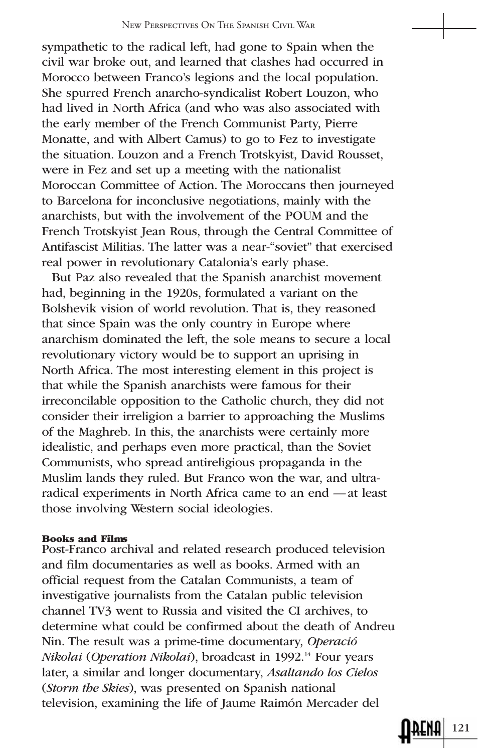sympathetic to the radical left, had gone to Spain when the civil war broke out, and learned that clashes had occurred in Morocco between Franco's legions and the local population. She spurred French anarcho-syndicalist Robert Louzon, who had lived in North Africa (and who was also associated with the early member of the French Communist Party, Pierre Monatte, and with Albert Camus) to go to Fez to investigate the situation. Louzon and a French Trotskyist, David Rousset, were in Fez and set up a meeting with the nationalist Moroccan Committee of Action. The Moroccans then journeyed to Barcelona for inconclusive negotiations, mainly with the anarchists, but with the involvement of the POUM and the French Trotskyist Jean Rous, through the Central Committee of Antifascist Militias. The latter was a near-"soviet" that exercised real power in revolutionary Catalonia's early phase.

But Paz also revealed that the Spanish anarchist movement had, beginning in the 1920s, formulated a variant on the Bolshevik vision of world revolution. That is, they reasoned that since Spain was the only country in Europe where anarchism dominated the left, the sole means to secure a local revolutionary victory would be to support an uprising in North Africa. The most interesting element in this project is that while the Spanish anarchists were famous for their irreconcilable opposition to the Catholic church, they did not consider their irreligion a barrier to approaching the Muslims of the Maghreb. In this, the anarchists were certainly more idealistic, and perhaps even more practical, than the Soviet Communists, who spread antireligious propaganda in the Muslim lands they ruled. But Franco won the war, and ultra-radical experiments in North Africa came to an end — at least those involving Western social ideologies.

#### Books and Films

Post-Franco archival and related research produced television and film documentaries as well as books. Armed with an official request from the Catalan Communists, a team of investigative journalists from the Catalan public television channel TV3 went to Russia and visited the CI archives, to determine what could be confirmed about the death of Andreu Nin. The result was a prime-time documentary, *Operació Nikolai* (*Operation Nikolai*), broadcast in 1992.[14] Four years later, a similar and longer documentary, *Asaltando los Cielos* (*Storm the Skies*), was presented on Spanish national television, examining the life of Jaume Raimón Mercader del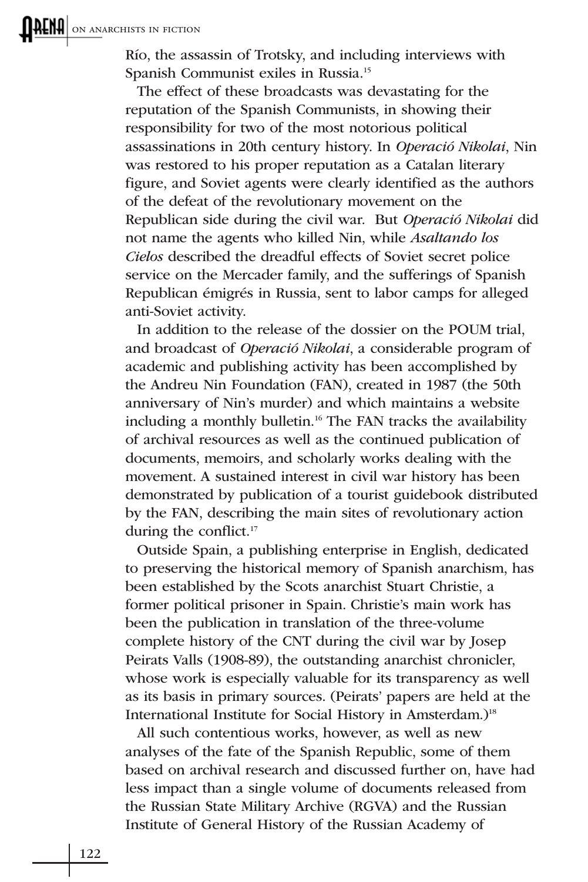Río, the assassin of Trotsky, and including interviews with Spanish Communist exiles in Russia.[15]

The effect of these broadcasts was devastating for the reputation of the Spanish Communists, in showing their responsibility for two of the most notorious political assassinations in 20th century history. In *Operació Nikolai*, Nin was restored to his proper reputation as a Catalan literary figure, and Soviet agents were clearly identified as the authors of the defeat of the revolutionary movement on the Republican side during the civil war. But *Operació Nikolai* did not name the agents who killed Nin, while *Asaltando los Cielos* described the dreadful effects of Soviet secret police service on the Mercader family, and the sufferings of Spanish Republican émigrés in Russia, sent to labor camps for alleged anti-Soviet activity.

In addition to the release of the dossier on the POUM trial, and broadcast of *Operació Nikolai*, a considerable program of academic and publishing activity has been accomplished by the Andreu Nin Foundation (FAN), created in 1987 (the 50th anniversary of Nin's murder) and which maintains a website including a monthly bulletin.[16] The FAN tracks the availability of archival resources as well as the continued publication of documents, memoirs, and scholarly works dealing with the movement. A sustained interest in civil war history has been demonstrated by publication of a tourist guidebook distributed by the FAN, describing the main sites of revolutionary action during the conflict.[17]

Outside Spain, a publishing enterprise in English, dedicated to preserving the historical memory of Spanish anarchism, has been established by the Scots anarchist Stuart Christie, a former political prisoner in Spain. Christie's main work has been the publication in translation of the three-volume complete history of the CNT during the civil war by Josep Peirats Valls (1908-89), the outstanding anarchist chronicler, whose work is especially valuable for its transparency as well as its basis in primary sources. (Peirats' papers are held at the International Institute for Social History in Amsterdam.)[18]

All such contentious works, however, as well as new analyses of the fate of the Spanish Republic, some of them based on archival research and discussed further on, have had less impact than a single volume of documents released from the Russian State Military Archive (RGVA) and the Russian Institute of General History of the Russian Academy of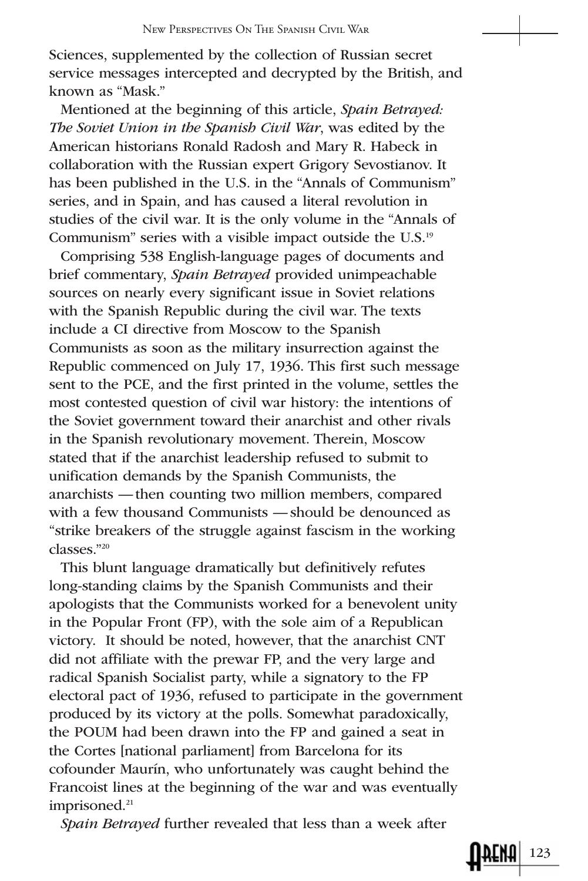Sciences, supplemented by the collection of Russian secret service messages intercepted and decrypted by the British, and known as "Mask."

Mentioned at the beginning of this article, *Spain Betrayed: The Soviet Union in the Spanish Civil War*, was edited by the American historians Ronald Radosh and Mary R. Habeck in collaboration with the Russian expert Grigory Sevostianov. It has been published in the U.S. in the "Annals of Communism" series, and in Spain, and has caused a literal revolution in studies of the civil war. It is the only volume in the "Annals of Communism" series with a visible impact outside the U.S.[19]

Comprising 538 English-language pages of documents and brief commentary, *Spain Betrayed* provided unimpeachable sources on nearly every significant issue in Soviet relations with the Spanish Republic during the civil war. The texts include a CI directive from Moscow to the Spanish Communists as soon as the military insurrection against the Republic commenced on July 17, 1936. This first such message sent to the PCE, and the first printed in the volume, settles the most contested question of civil war history: the intentions of the Soviet government toward their anarchist and other rivals in the Spanish revolutionary movement. Therein, Moscow stated that if the anarchist leadership refused to submit to unification demands by the Spanish Communists, the anarchists — then counting two million members, compared with a few thousand Communists — should be denounced as "strike breakers of the struggle against fascism in the working classes."[20]

This blunt language dramatically but definitively refutes long-standing claims by the Spanish Communists and their apologists that the Communists worked for a benevolent unity in the Popular Front (FP), with the sole aim of a Republican victory. It should be noted, however, that the anarchist CNT did not affiliate with the prewar FP, and the very large and radical Spanish Socialist party, while a signatory to the FP electoral pact of 1936, refused to participate in the government produced by its victory at the polls. Somewhat paradoxically, the POUM had been drawn into the FP and gained a seat in the Cortes [national parliament] from Barcelona for its cofounder Maurín, who unfortunately was caught behind the Francoist lines at the beginning of the war and was eventually imprisoned.[21]

*Spain Betrayed* further revealed that less than a week after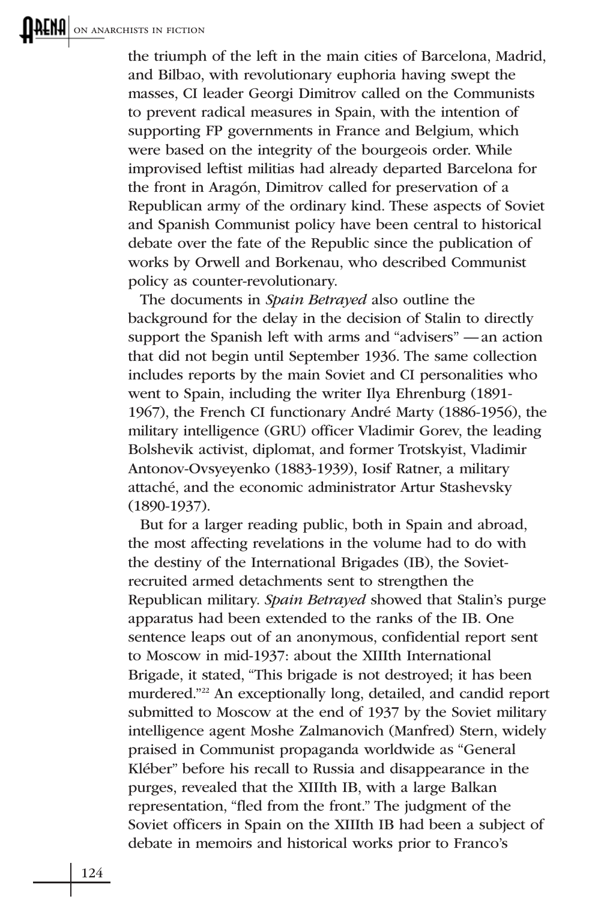the triumph of the left in the main cities of Barcelona, Madrid, and Bilbao, with revolutionary euphoria having swept the masses, CI leader Georgi Dimitrov called on the Communists to prevent radical measures in Spain, with the intention of supporting FP governments in France and Belgium, which were based on the integrity of the bourgeois order. While improvised leftist militias had already departed Barcelona for the front in Aragón, Dimitrov called for preservation of a Republican army of the ordinary kind. These aspects of Soviet and Spanish Communist policy have been central to historical debate over the fate of the Republic since the publication of works by Orwell and Borkenau, who described Communist policy as counter-revolutionary.

The documents in *Spain Betrayed* also outline the background for the delay in the decision of Stalin to directly support the Spanish left with arms and "advisers" — an action that did not begin until September 1936. The same collection includes reports by the main Soviet and CI personalities who went to Spain, including the writer Ilya Ehrenburg (1891-1967), the French CI functionary André Marty (1886-1956), the military intelligence (GRU) officer Vladimir Gorev, the leading Bolshevik activist, diplomat, and former Trotskyist, Vladimir Antonov-Ovsyeyenko (1883-1939), Iosif Ratner, a military attaché, and the economic administrator Artur Stashevsky (1890-1937).

But for a larger reading public, both in Spain and abroad, the most affecting revelations in the volume had to do with the destiny of the International Brigades (IB), the Soviet-recruited armed detachments sent to strengthen the Republican military. *Spain Betrayed* showed that Stalin's purge apparatus had been extended to the ranks of the IB. One sentence leaps out of an anonymous, confidential report sent to Moscow in mid-1937: about the XIIIth International Brigade, it stated, "This brigade is not destroyed; it has been murdered."[22] An exceptionally long, detailed, and candid report submitted to Moscow at the end of 1937 by the Soviet military intelligence agent Moshe Zalmanovich (Manfred) Stern, widely praised in Communist propaganda worldwide as "General Kléber" before his recall to Russia and disappearance in the purges, revealed that the XIIIth IB, with a large Balkan representation, "fled from the front." The judgment of the Soviet officers in Spain on the XIIIth IB had been a subject of debate in memoirs and historical works prior to Franco's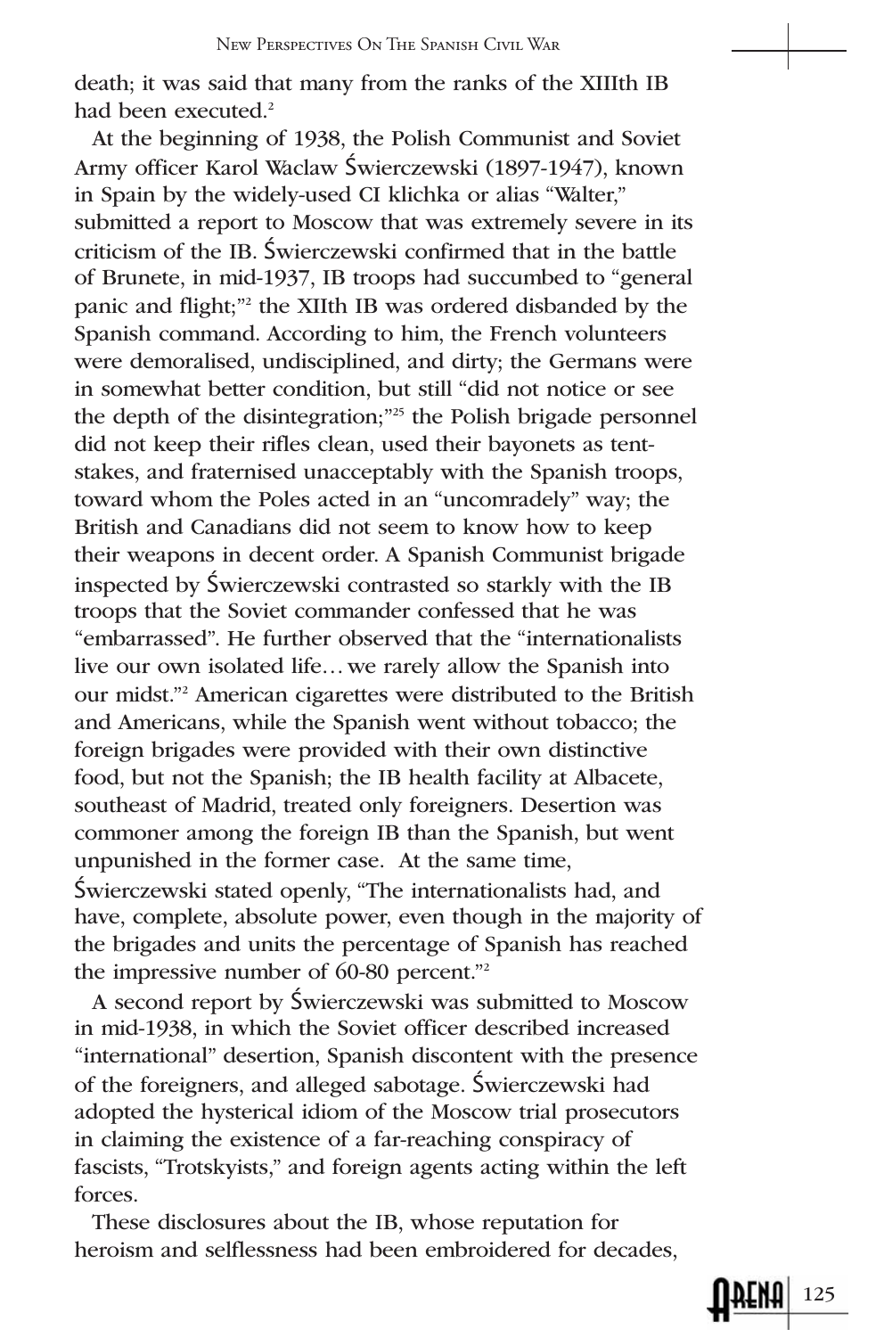death; it was said that many from the ranks of the XIIIth IB had been executed.[2]

At the beginning of 1938, the Polish Communist and Soviet Army officer Karol Waclaw Świerczewski (1897-1947), known in Spain by the widely-used CI klichka or alias "Walter," submitted a report to Moscow that was extremely severe in its criticism of the IB. Świerczewski confirmed that in the battle of Brunete, in mid-1937, IB troops had succumbed to "general panic and flight;"[2] the XIIth IB was ordered disbanded by the Spanish command. According to him, the French volunteers were demoralised, undisciplined, and dirty; the Germans were in somewhat better condition, but still "did not notice or see the depth of the disintegration;"[25] the Polish brigade personnel did not keep their rifles clean, used their bayonets as tent-stakes, and fraternised unacceptably with the Spanish troops, toward whom the Poles acted in an "uncomradely" way; the British and Canadians did not seem to know how to keep their weapons in decent order. A Spanish Communist brigade inspected by Świerczewski contrasted so starkly with the IB troops that the Soviet commander confessed that he was "embarrassed". He further observed that the "internationalists live our own isolated life… we rarely allow the Spanish into our midst."[2] American cigarettes were distributed to the British and Americans, while the Spanish went without tobacco; the foreign brigades were provided with their own distinctive food, but not the Spanish; the IB health facility at Albacete, southeast of Madrid, treated only foreigners. Desertion was commoner among the foreign IB than the Spanish, but went unpunished in the former case. At the same time, Świerczewski stated openly, "The internationalists had, and have, complete, absolute power, even though in the majority of the brigades and units the percentage of Spanish has reached the impressive number of 60-80 percent."[2]

A second report by Świerczewski was submitted to Moscow in mid-1938, in which the Soviet officer described increased "international" desertion, Spanish discontent with the presence of the foreigners, and alleged sabotage. Świerczewski had adopted the hysterical idiom of the Moscow trial prosecutors in claiming the existence of a far-reaching conspiracy of fascists, "Trotskyists," and foreign agents acting within the left forces.

These disclosures about the IB, whose reputation for heroism and selflessness had been embroidered for decades,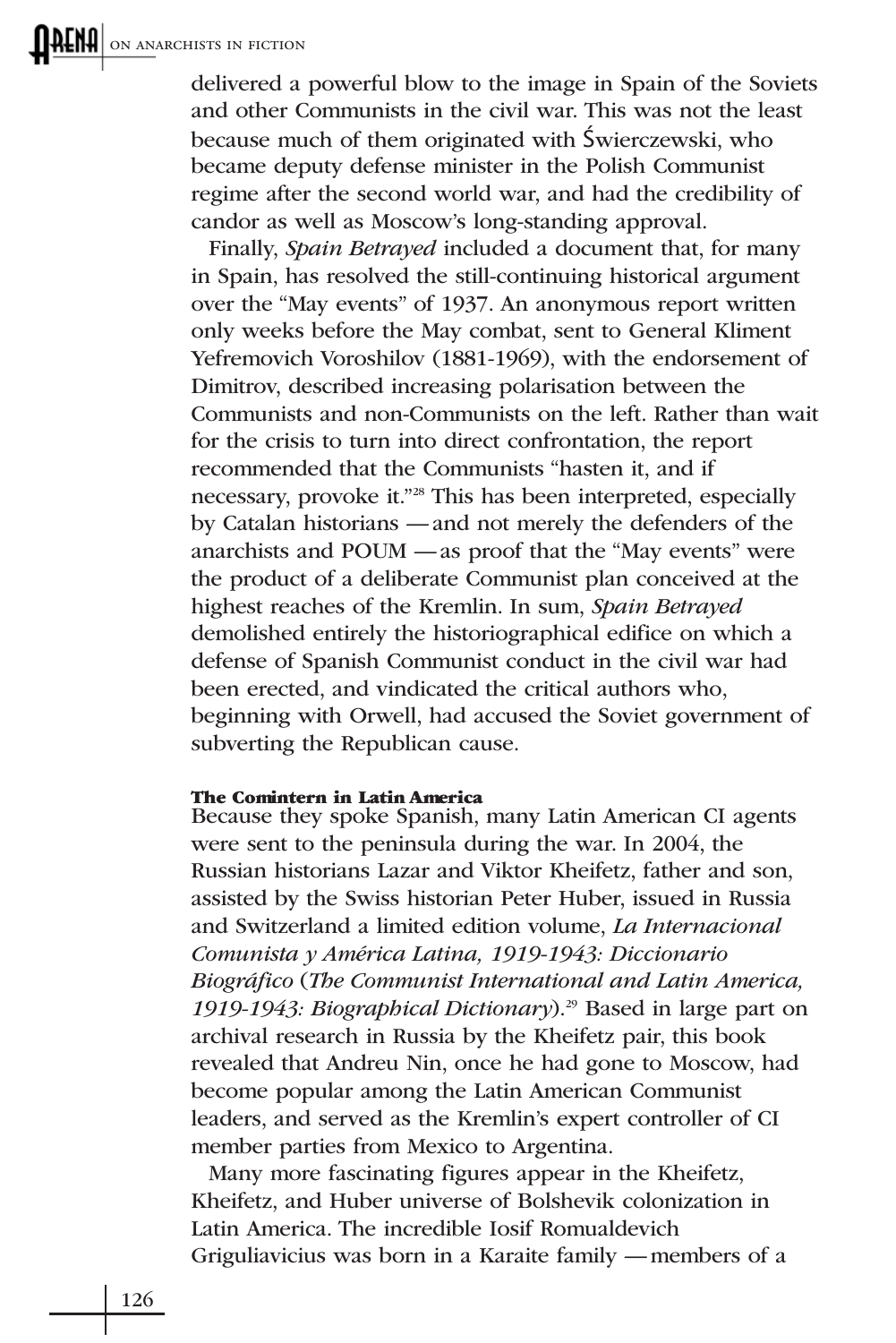delivered a powerful blow to the image in Spain of the Soviets and other Communists in the civil war. This was not the least because much of them originated with Świerczewski, who became deputy defense minister in the Polish Communist regime after the second world war, and had the credibility of candor as well as Moscow's long-standing approval.

Finally, *Spain Betrayed* included a document that, for many in Spain, has resolved the still-continuing historical argument over the "May events" of 1937. An anonymous report written only weeks before the May combat, sent to General Kliment Yefremovich Voroshilov (1881-1969), with the endorsement of Dimitrov, described increasing polarisation between the Communists and non-Communists on the left. Rather than wait for the crisis to turn into direct confrontation, the report recommended that the Communists "hasten it, and if necessary, provoke it."[28] This has been interpreted, especially by Catalan historians — and not merely the defenders of the anarchists and POUM — as proof that the "May events" were the product of a deliberate Communist plan conceived at the highest reaches of the Kremlin. In sum, *Spain Betrayed* demolished entirely the historiographical edifice on which a defense of Spanish Communist conduct in the civil war had been erected, and vindicated the critical authors who, beginning with Orwell, had accused the Soviet government of subverting the Republican cause.

### The Comintern in Latin America

Because they spoke Spanish, many Latin American CI agents were sent to the peninsula during the war. In 2004, the Russian historians Lazar and Viktor Kheifetz, father and son, assisted by the Swiss historian Peter Huber, issued in Russia and Switzerland a limited edition volume, *La Internacional Comunista y América Latina, 1919-1943: Diccionario Biográfico* (*The Communist International and Latin America, 1919-1943: Biographical Dictionary*).[29] Based in large part on archival research in Russia by the Kheifetz pair, this book revealed that Andreu Nin, once he had gone to Moscow, had become popular among the Latin American Communist leaders, and served as the Kremlin's expert controller of CI member parties from Mexico to Argentina.

Many more fascinating figures appear in the Kheifetz, Kheifetz, and Huber universe of Bolshevik colonization in Latin America. The incredible Iosif Romualdevich Griguliavicius was born in a Karaite family — members of a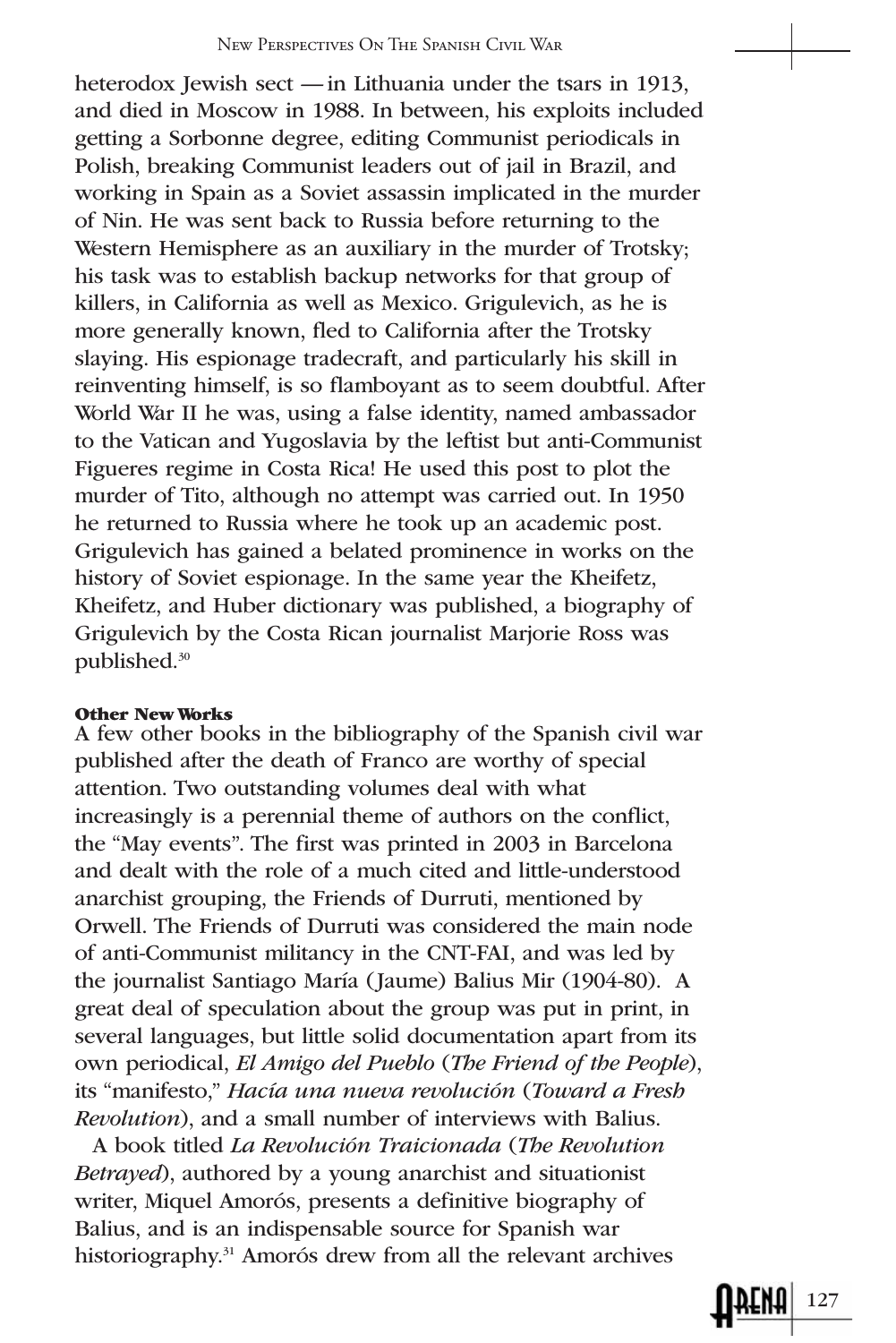heterodox Jewish sect — in Lithuania under the tsars in 1913, and died in Moscow in 1988. In between, his exploits included getting a Sorbonne degree, editing Communist periodicals in Polish, breaking Communist leaders out of jail in Brazil, and working in Spain as a Soviet assassin implicated in the murder of Nin. He was sent back to Russia before returning to the Western Hemisphere as an auxiliary in the murder of Trotsky; his task was to establish backup networks for that group of killers, in California as well as Mexico. Grigulevich, as he is more generally known, fled to California after the Trotsky slaying. His espionage tradecraft, and particularly his skill in reinventing himself, is so flamboyant as to seem doubtful. After World War II he was, using a false identity, named ambassador to the Vatican and Yugoslavia by the leftist but anti-Communist Figueres regime in Costa Rica! He used this post to plot the murder of Tito, although no attempt was carried out. In 1950 he returned to Russia where he took up an academic post. Grigulevich has gained a belated prominence in works on the history of Soviet espionage. In the same year the Kheifetz, Kheifetz, and Huber dictionary was published, a biography of Grigulevich by the Costa Rican journalist Marjorie Ross was published.[30]

#### Other New Works

A few other books in the bibliography of the Spanish civil war published after the death of Franco are worthy of special attention. Two outstanding volumes deal with what increasingly is a perennial theme of authors on the conflict, the "May events". The first was printed in 2003 in Barcelona and dealt with the role of a much cited and little-understood anarchist grouping, the Friends of Durruti, mentioned by Orwell. The Friends of Durruti was considered the main node of anti-Communist militancy in the CNT-FAI, and was led by the journalist Santiago María (Jaume) Balius Mir (1904-80). A great deal of speculation about the group was put in print, in several languages, but little solid documentation apart from its own periodical, *El Amigo del Pueblo* (*The Friend of the People*), its "manifesto," *Hacía una nueva revolución* (*Toward a Fresh Revolution*), and a small number of interviews with Balius.

A book titled *La Revolución Traicionada* (*The Revolution Betrayed*), authored by a young anarchist and situationist writer, Miquel Amorós, presents a definitive biography of Balius, and is an indispensable source for Spanish war historiography.[31] Amorós drew from all the relevant archives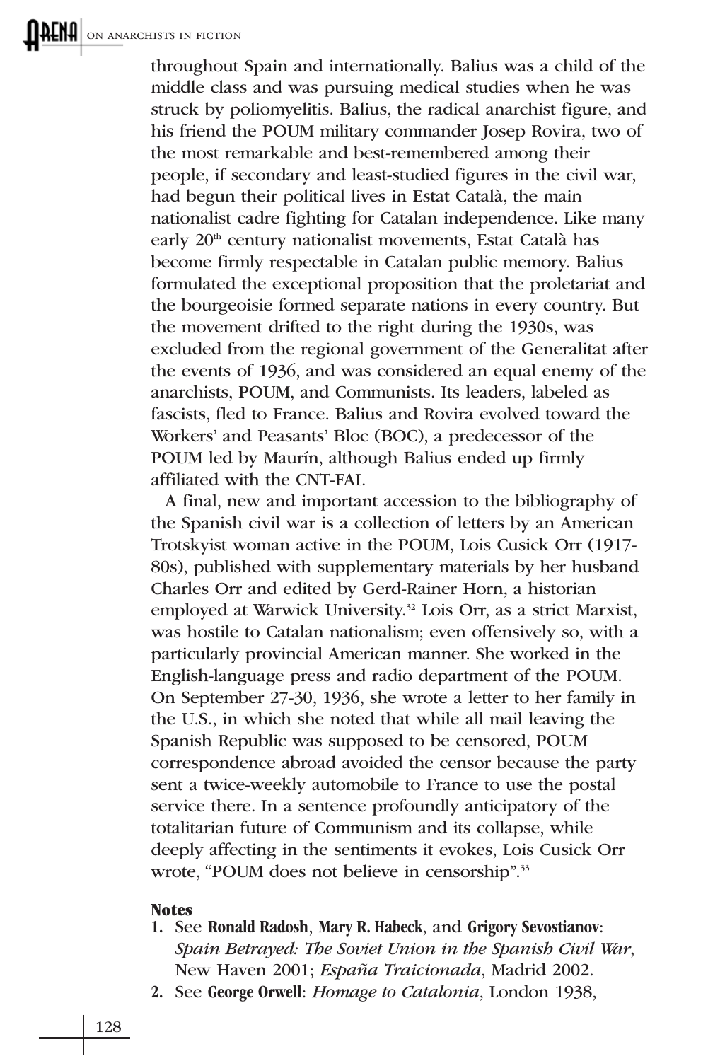throughout Spain and internationally. Balius was a child of the middle class and was pursuing medical studies when he was struck by poliomyelitis. Balius, the radical anarchist figure, and his friend the POUM military commander Josep Rovira, two of the most remarkable and best-remembered among their people, if secondary and least-studied figures in the civil war, had begun their political lives in Estat Català, the main nationalist cadre fighting for Catalan independence. Like many early 20th century nationalist movements, Estat Català has become firmly respectable in Catalan public memory. Balius formulated the exceptional proposition that the proletariat and the bourgeoisie formed separate nations in every country. But the movement drifted to the right during the 1930s, was excluded from the regional government of the Generalitat after the events of 1936, and was considered an equal enemy of the anarchists, POUM, and Communists. Its leaders, labeled as fascists, fled to France. Balius and Rovira evolved toward the Workers' and Peasants' Bloc (BOC), a predecessor of the POUM led by Maurín, although Balius ended up firmly affiliated with the CNT-FAI.

A final, new and important accession to the bibliography of the Spanish civil war is a collection of letters by an American Trotskyist woman active in the POUM, Lois Cusick Orr (1917-80s), published with supplementary materials by her husband Charles Orr and edited by Gerd-Rainer Horn, a historian employed at Warwick University.[32] Lois Orr, as a strict Marxist, was hostile to Catalan nationalism; even offensively so, with a particularly provincial American manner. She worked in the English-language press and radio department of the POUM. On September 27-30, 1936, she wrote a letter to her family in the U.S., in which she noted that while all mail leaving the Spanish Republic was supposed to be censored, POUM correspondence abroad avoided the censor because the party sent a twice-weekly automobile to France to use the postal service there. In a sentence profoundly anticipatory of the totalitarian future of Communism and its collapse, while deeply affecting in the sentiments it evokes, Lois Cusick Orr wrote, "POUM does not believe in censorship".[33]

**Notes**

1. See **Ronald Radosh**, **Mary R. Habeck**, and **Grigory Sevostianov**: *Spain Betrayed: The Soviet Union in the Spanish Civil War*, New Haven 2001; *España Traicionada*, Madrid 2002.
2. See **George Orwell**: *Homage to Catalonia*, London 1938,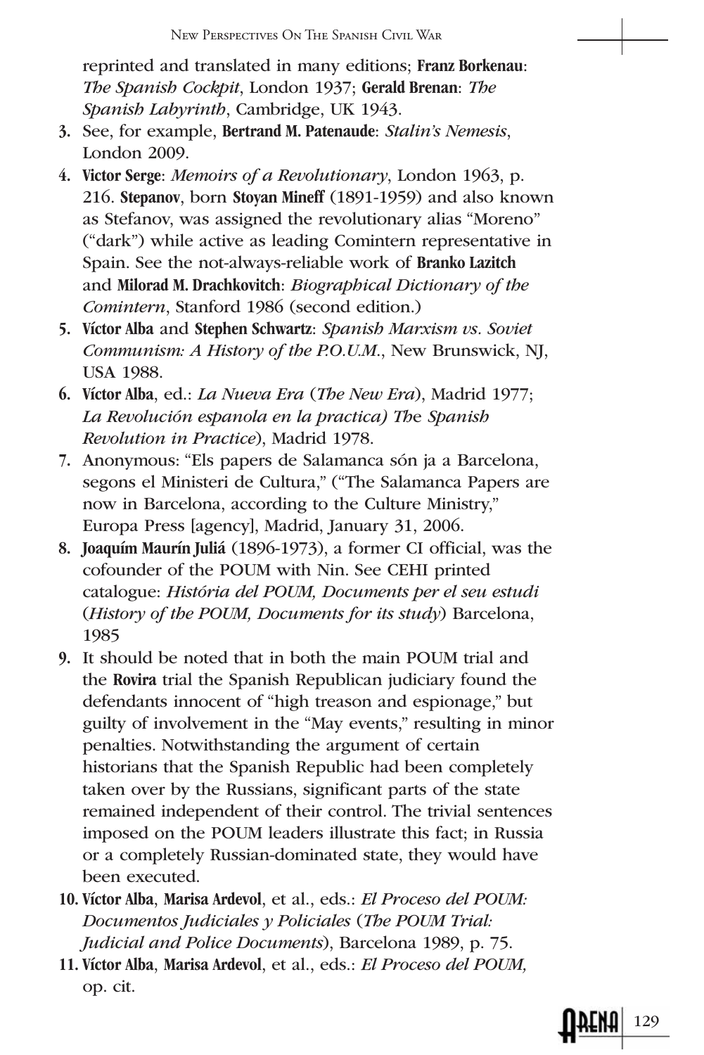reprinted and translated in many editions; **Franz Borkenau**: *The Spanish Cockpit*, London 1937; **Gerald Brenan**: *The Spanish Labyrinth*, Cambridge, UK 1943.

3. See, for example, **Bertrand M. Patenaude**: *Stalin's Nemesis*, London 2009.
4. **Victor Serge**: *Memoirs of a Revolutionary*, London 1963, p. 216. **Stepanov**, born **Stoyan Mineff** (1891-1959) and also known as Stefanov, was assigned the revolutionary alias "Moreno" ("dark") while active as leading Comintern representative in Spain. See the not-always-reliable work of **Branko Lazitch** and **Milorad M. Drachkovitch**: *Biographical Dictionary of the Comintern*, Stanford 1986 (second edition.)
5. **Víctor Alba** and **Stephen Schwartz**: *Spanish Marxism vs. Soviet Communism: A History of the P.O.U.M.*, New Brunswick, NJ, USA 1988.
6. **Víctor Alba**, ed.: *La Nueva Era* (*The New Era*), Madrid 1977; *La Revolución espanola en la practica) The Spanish Revolution in Practice*), Madrid 1978.
7. Anonymous: "Els papers de Salamanca són ja a Barcelona, segons el Ministeri de Cultura," ("The Salamanca Papers are now in Barcelona, according to the Culture Ministry," Europa Press [agency], Madrid, January 31, 2006.
8. **Joaquím Maurín Juliá** (1896-1973), a former CI official, was the cofounder of the POUM with Nin. See CEHI printed catalogue: *História del POUM, Documents per el seu estudi* (*History of the POUM, Documents for its study*) Barcelona, 1985
9. It should be noted that in both the main POUM trial and the **Rovira** trial the Spanish Republican judiciary found the defendants innocent of "high treason and espionage," but guilty of involvement in the "May events," resulting in minor penalties. Notwithstanding the argument of certain historians that the Spanish Republic had been completely taken over by the Russians, significant parts of the state remained independent of their control. The trivial sentences imposed on the POUM leaders illustrate this fact; in Russia or a completely Russian-dominated state, they would have been executed.
10. **Víctor Alba**, **Marisa Ardevol**, et al., eds.: *El Proceso del POUM: Documentos Judiciales y Policiales* (*The POUM Trial: Judicial and Police Documents*), Barcelona 1989, p. 75.
11. **Víctor Alba**, **Marisa Ardevol**, et al., eds.: *El Proceso del POUM,* op. cit.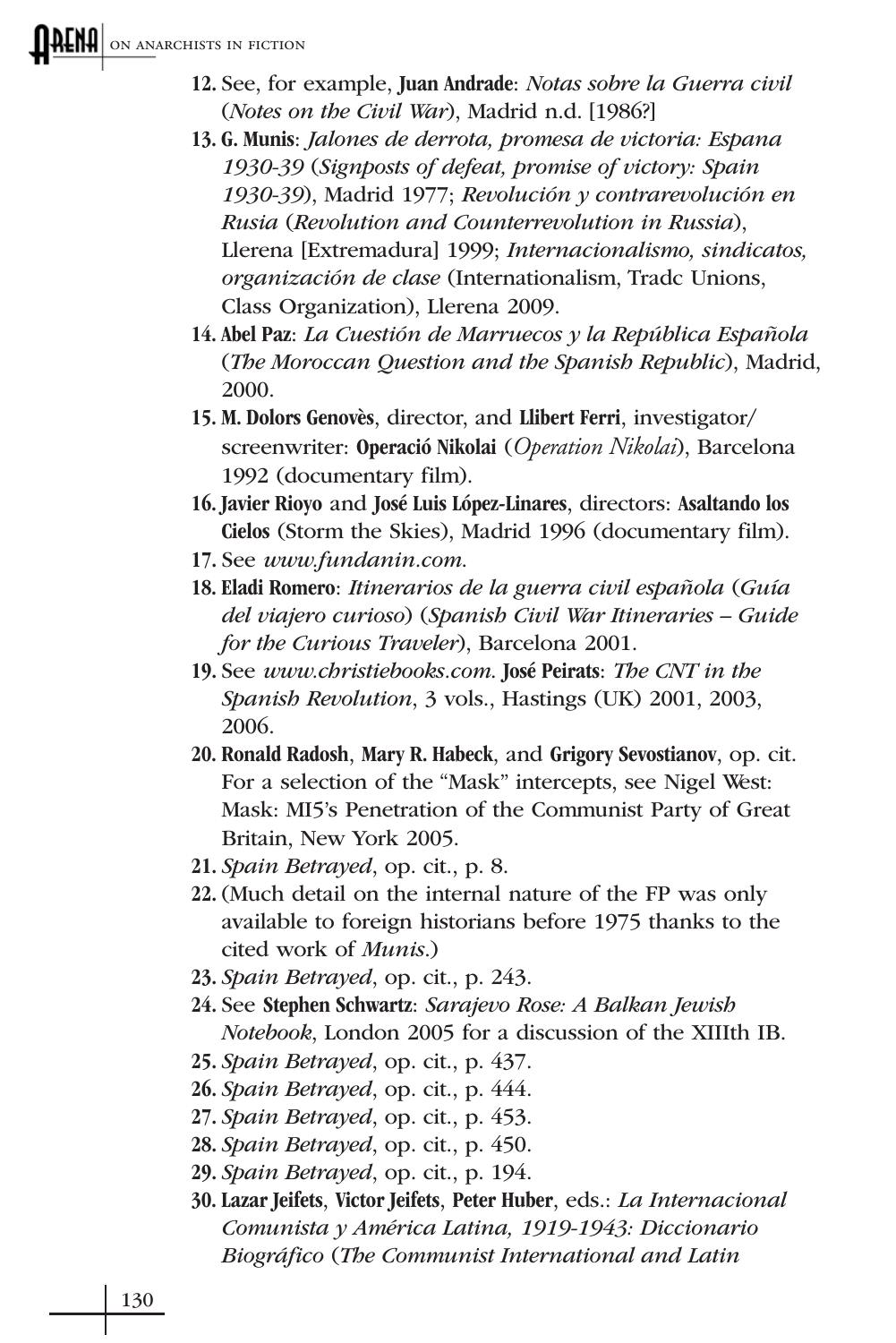12. See, for example, **Juan Andrade**: *Notas sobre la Guerra civil* (*Notes on the Civil War*), Madrid n.d. [1986?]
13. **G. Munis**: *Jalones de derrota, promesa de victoria: Espana 1930-39* (*Signposts of defeat, promise of victory: Spain 1930-39*), Madrid 1977; *Revolución y contrarevolución en Rusia* (*Revolution and Counterrevolution in Russia*), Llerena [Extremadura] 1999; *Internacionalismo, sindicatos, organización de clase* (Internationalism, Tradc Unions, Class Organization), Llerena 2009.
14. **Abel Paz**: *La Cuestión de Marruecos y la República Española* (*The Moroccan Question and the Spanish Republic*), Madrid, 2000.
15. **M. Dolors Genovès**, director, and **Llibert Ferri**, investigator/ screenwriter: **Operació Nikolai** (*Operation Nikolai*), Barcelona 1992 (documentary film).
16. **Javier Rioyo** and **José Luis López-Linares**, directors: **Asaltando los Cielos** (Storm the Skies), Madrid 1996 (documentary film).
17. See *www.fundanin.com*.
18. **Eladi Romero**: *Itinerarios de la guerra civil española* (*Guía del viajero curioso*) (*Spanish Civil War Itineraries – Guide for the Curious Traveler*), Barcelona 2001.
19. See *www.christiebooks.com*. **José Peirats**: *The CNT in the Spanish Revolution*, 3 vols., Hastings (UK) 2001, 2003, 2006.
20. **Ronald Radosh**, **Mary R. Habeck**, and **Grigory Sevostianov**, op. cit. For a selection of the "Mask" intercepts, see Nigel West: Mask: MI5's Penetration of the Communist Party of Great Britain, New York 2005.
21. *Spain Betrayed*, op. cit., p. 8.
22. (Much detail on the internal nature of the FP was only available to foreign historians before 1975 thanks to the cited work of *Munis*.)
23. *Spain Betrayed*, op. cit., p. 243.
24. See **Stephen Schwartz**: *Sarajevo Rose: A Balkan Jewish Notebook*, London 2005 for a discussion of the XIIIth IB.
25. *Spain Betrayed*, op. cit., p. 437.
26. *Spain Betrayed*, op. cit., p. 444.
27. *Spain Betrayed*, op. cit., p. 453.
28. *Spain Betrayed*, op. cit., p. 450.
29. *Spain Betrayed*, op. cit., p. 194.
30. **Lazar Jeifets**, **Victor Jeifets**, **Peter Huber**, eds.: *La Internacional Comunista y América Latina, 1919-1943: Diccionario Biográfico* (*The Communist International and Latin*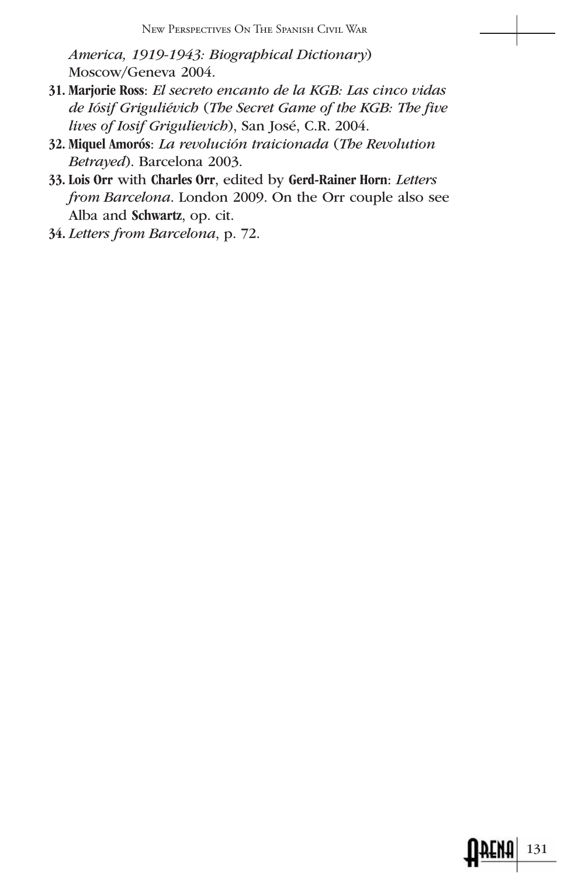*America, 1919-1943: Biographical Dictionary*) Moscow/Geneva 2004.

31. **Marjorie Ross**: *El secreto encanto de la KGB: Las cinco vidas de Iósif Griguliévich* (*The Secret Game of the KGB: The five lives of Iosif Grigulievich*), San José, C.R. 2004.
32. **Miquel Amorós**: *La revolución traicionada* (*The Revolution Betrayed*). Barcelona 2003.
33. **Lois Orr** with **Charles Orr**, edited by **Gerd-Rainer Horn**: *Letters from Barcelona*. London 2009. On the Orr couple also see Alba and **Schwartz**, op. cit.
34. *Letters from Barcelona*, p. 72.